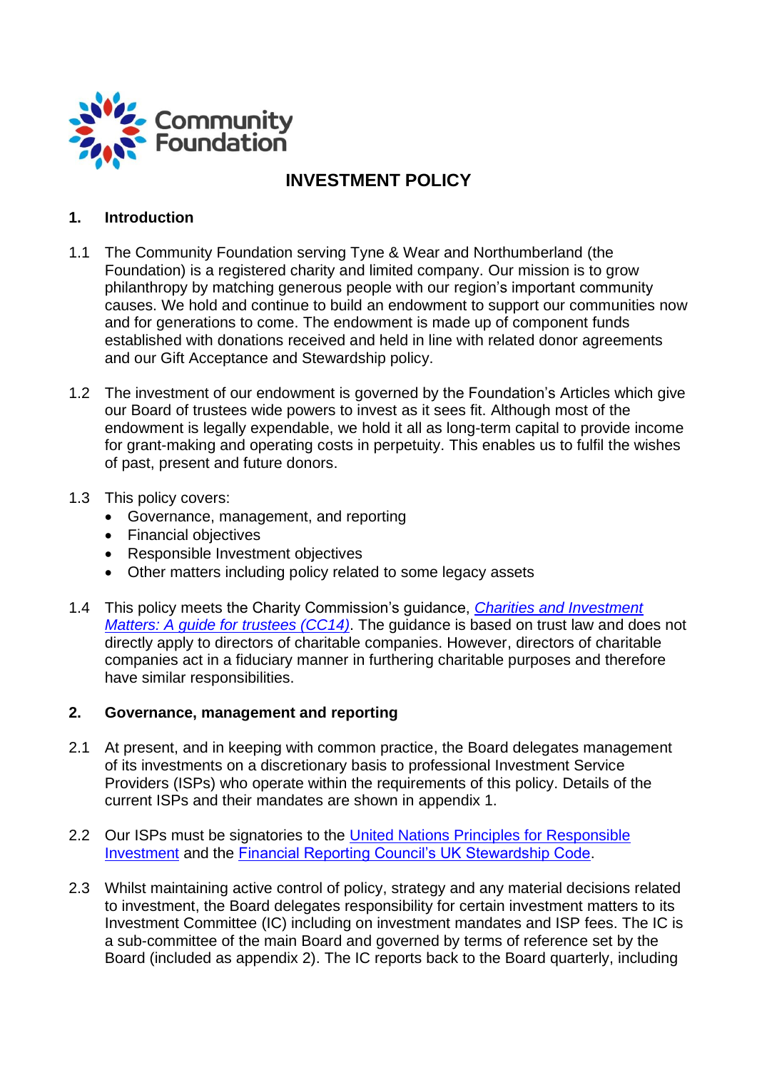Community Foundation

# INVESTMENT POLICY

## 1. Introduction

1.1 The Community Foundation serving Tyne & Wear and Northumberland (the Foundation) is a registered charity and limited company. Our mission is to grow philanthropy by matching generous people with our region's important community causes. We hold and continue to build an endowment to support our communities now and for generations to come. The endowment is made up of component funds established with donations received and held in line with related donor agreements and our Gift Acceptance and Stewardship policy.

1.2 The investment of our endowment is governed by the Foundation's Articles which give our Board of trustees wide powers to invest as it sees fit. Although most of the endowment is legally expendable, we hold it all as long-term capital to provide income for grant-making and operating costs in perpetuity. This enables us to fulfil the wishes of past, present and future donors.

1.3 This policy covers:

- Governance, management, and reporting
- Financial objectives
- Responsible Investment objectives
- Other matters including policy related to some legacy assets

1.4 This policy meets the Charity Commission's guidance, *Charities and Investment Matters: A guide for trustees (CC14)*. The guidance is based on trust law and does not directly apply to directors of charitable companies. However, directors of charitable companies act in a fiduciary manner in furthering charitable purposes and therefore have similar responsibilities.

## 2. Governance, management and reporting

2.1 At present, and in keeping with common practice, the Board delegates management of its investments on a discretionary basis to professional Investment Service Providers (ISPs) who operate within the requirements of this policy. Details of the current ISPs and their mandates are shown in appendix 1.

2.2 Our ISPs must be signatories to the United Nations Principles for Responsible Investment and the Financial Reporting Council's UK Stewardship Code.

2.3 Whilst maintaining active control of policy, strategy and any material decisions related to investment, the Board delegates responsibility for certain investment matters to its Investment Committee (IC) including on investment mandates and ISP fees. The IC is a sub-committee of the main Board and governed by terms of reference set by the Board (included as appendix 2). The IC reports back to the Board quarterly, including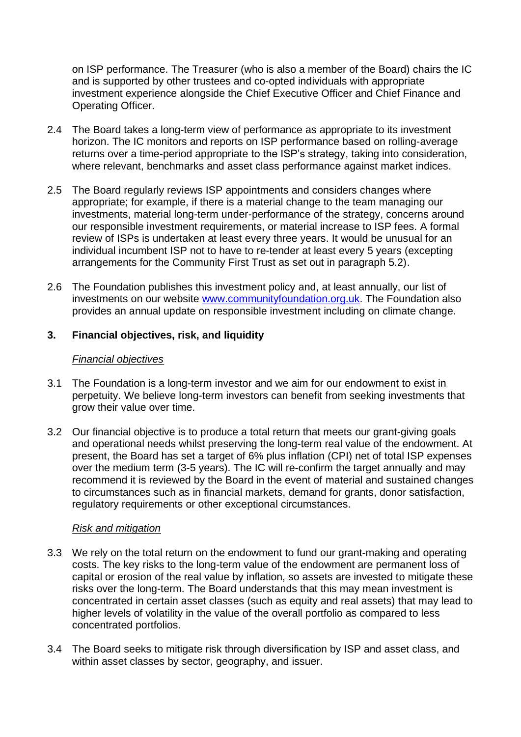on ISP performance. The Treasurer (who is also a member of the Board) chairs the IC and is supported by other trustees and co-opted individuals with appropriate investment experience alongside the Chief Executive Officer and Chief Finance and Operating Officer.

2.4 The Board takes a long-term view of performance as appropriate to its investment horizon. The IC monitors and reports on ISP performance based on rolling-average returns over a time-period appropriate to the ISP's strategy, taking into consideration, where relevant, benchmarks and asset class performance against market indices.

2.5 The Board regularly reviews ISP appointments and considers changes where appropriate; for example, if there is a material change to the team managing our investments, material long-term under-performance of the strategy, concerns around our responsible investment requirements, or material increase to ISP fees. A formal review of ISPs is undertaken at least every three years. It would be unusual for an individual incumbent ISP not to have to re-tender at least every 5 years (excepting arrangements for the Community First Trust as set out in paragraph 5.2).

2.6 The Foundation publishes this investment policy and, at least annually, our list of investments on our website [www.communityfoundation.org.uk](www.communityfoundation.org.uk). The Foundation also provides an annual update on responsible investment including on climate change.

## 3. Financial objectives, risk, and liquidity

*Financial objectives*

3.1 The Foundation is a long-term investor and we aim for our endowment to exist in perpetuity. We believe long-term investors can benefit from seeking investments that grow their value over time.

3.2 Our financial objective is to produce a total return that meets our grant-giving goals and operational needs whilst preserving the long-term real value of the endowment. At present, the Board has set a target of 6% plus inflation (CPI) net of total ISP expenses over the medium term (3-5 years). The IC will re-confirm the target annually and may recommend it is reviewed by the Board in the event of material and sustained changes to circumstances such as in financial markets, demand for grants, donor satisfaction, regulatory requirements or other exceptional circumstances.

*Risk and mitigation*

3.3 We rely on the total return on the endowment to fund our grant-making and operating costs. The key risks to the long-term value of the endowment are permanent loss of capital or erosion of the real value by inflation, so assets are invested to mitigate these risks over the long-term. The Board understands that this may mean investment is concentrated in certain asset classes (such as equity and real assets) that may lead to higher levels of volatility in the value of the overall portfolio as compared to less concentrated portfolios.

3.4 The Board seeks to mitigate risk through diversification by ISP and asset class, and within asset classes by sector, geography, and issuer.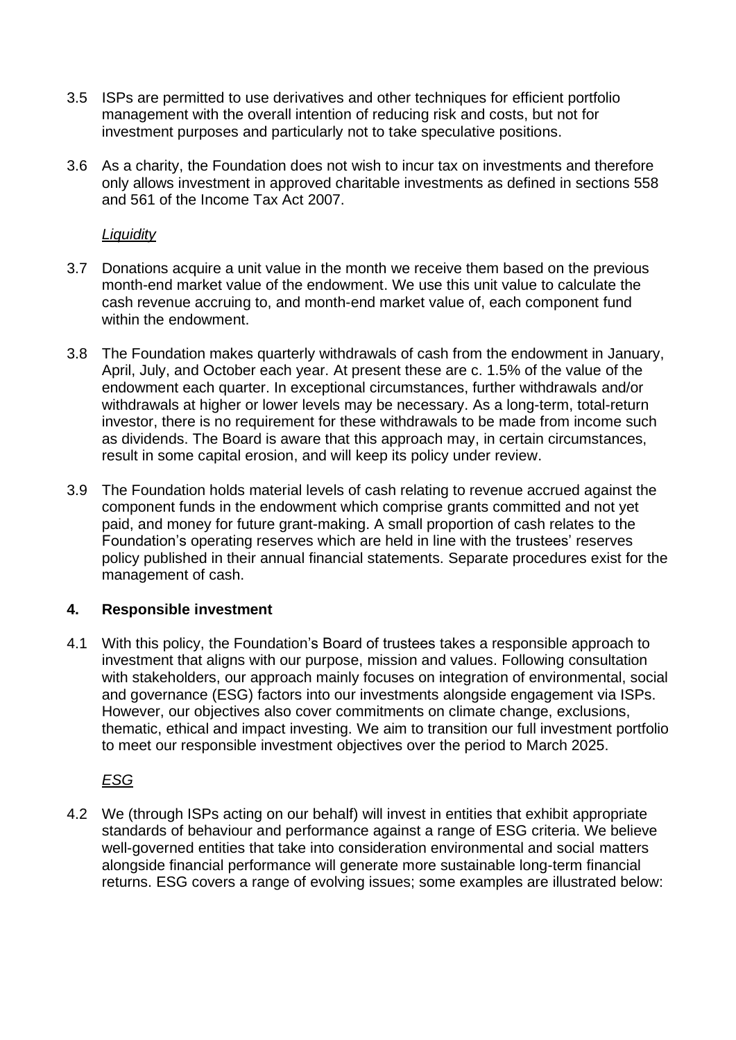3.5 ISPs are permitted to use derivatives and other techniques for efficient portfolio management with the overall intention of reducing risk and costs, but not for investment purposes and particularly not to take speculative positions.

3.6 As a charity, the Foundation does not wish to incur tax on investments and therefore only allows investment in approved charitable investments as defined in sections 558 and 561 of the Income Tax Act 2007.

*Liquidity*

3.7 Donations acquire a unit value in the month we receive them based on the previous month-end market value of the endowment. We use this unit value to calculate the cash revenue accruing to, and month-end market value of, each component fund within the endowment.

3.8 The Foundation makes quarterly withdrawals of cash from the endowment in January, April, July, and October each year. At present these are c. 1.5% of the value of the endowment each quarter. In exceptional circumstances, further withdrawals and/or withdrawals at higher or lower levels may be necessary. As a long-term, total-return investor, there is no requirement for these withdrawals to be made from income such as dividends. The Board is aware that this approach may, in certain circumstances, result in some capital erosion, and will keep its policy under review.

3.9 The Foundation holds material levels of cash relating to revenue accrued against the component funds in the endowment which comprise grants committed and not yet paid, and money for future grant-making. A small proportion of cash relates to the Foundation's operating reserves which are held in line with the trustees' reserves policy published in their annual financial statements. Separate procedures exist for the management of cash.

## 4. Responsible investment

4.1 With this policy, the Foundation's Board of trustees takes a responsible approach to investment that aligns with our purpose, mission and values. Following consultation with stakeholders, our approach mainly focuses on integration of environmental, social and governance (ESG) factors into our investments alongside engagement via ISPs. However, our objectives also cover commitments on climate change, exclusions, thematic, ethical and impact investing. We aim to transition our full investment portfolio to meet our responsible investment objectives over the period to March 2025.

*ESG*

4.2 We (through ISPs acting on our behalf) will invest in entities that exhibit appropriate standards of behaviour and performance against a range of ESG criteria. We believe well-governed entities that take into consideration environmental and social matters alongside financial performance will generate more sustainable long-term financial returns. ESG covers a range of evolving issues; some examples are illustrated below: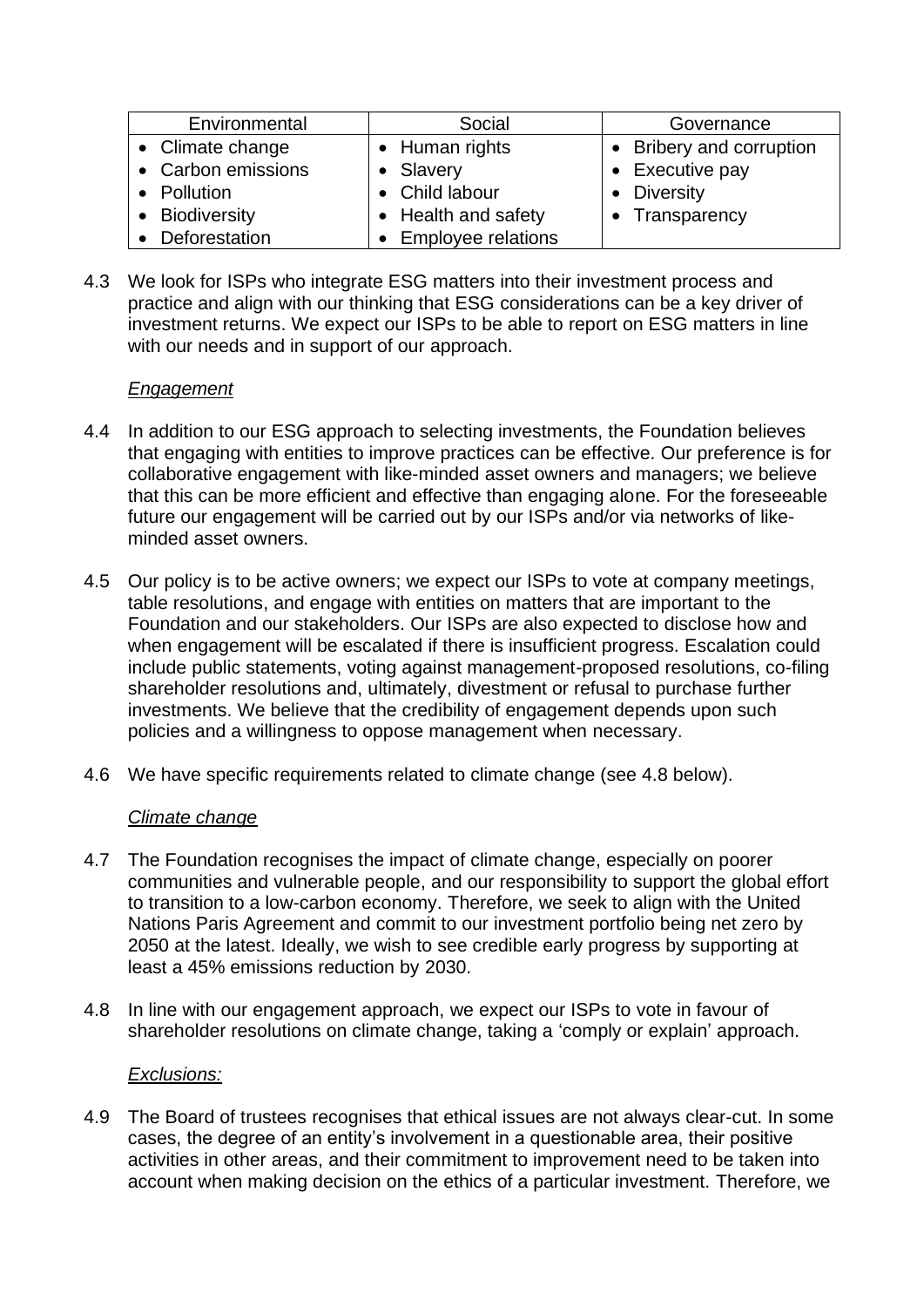| Environmental | Social | Governance |
| --- | --- | --- |
| • Climate change<br>• Carbon emissions<br>• Pollution<br>• Biodiversity<br>• Deforestation | • Human rights<br>• Slavery<br>• Child labour<br>• Health and safety<br>• Employee relations | • Bribery and corruption<br>• Executive pay<br>• Diversity<br>• Transparency |

4.3 We look for ISPs who integrate ESG matters into their investment process and practice and align with our thinking that ESG considerations can be a key driver of investment returns. We expect our ISPs to be able to report on ESG matters in line with our needs and in support of our approach.

*Engagement*

4.4 In addition to our ESG approach to selecting investments, the Foundation believes that engaging with entities to improve practices can be effective. Our preference is for collaborative engagement with like-minded asset owners and managers; we believe that this can be more efficient and effective than engaging alone. For the foreseeable future our engagement will be carried out by our ISPs and/or via networks of like-minded asset owners.

4.5 Our policy is to be active owners; we expect our ISPs to vote at company meetings, table resolutions, and engage with entities on matters that are important to the Foundation and our stakeholders. Our ISPs are also expected to disclose how and when engagement will be escalated if there is insufficient progress. Escalation could include public statements, voting against management-proposed resolutions, co-filing shareholder resolutions and, ultimately, divestment or refusal to purchase further investments. We believe that the credibility of engagement depends upon such policies and a willingness to oppose management when necessary.

4.6 We have specific requirements related to climate change (see 4.8 below).

*Climate change*

4.7 The Foundation recognises the impact of climate change, especially on poorer communities and vulnerable people, and our responsibility to support the global effort to transition to a low-carbon economy. Therefore, we seek to align with the United Nations Paris Agreement and commit to our investment portfolio being net zero by 2050 at the latest. Ideally, we wish to see credible early progress by supporting at least a 45% emissions reduction by 2030.

4.8 In line with our engagement approach, we expect our ISPs to vote in favour of shareholder resolutions on climate change, taking a 'comply or explain' approach.

*Exclusions:*

4.9 The Board of trustees recognises that ethical issues are not always clear-cut. In some cases, the degree of an entity's involvement in a questionable area, their positive activities in other areas, and their commitment to improvement need to be taken into account when making decision on the ethics of a particular investment. Therefore, we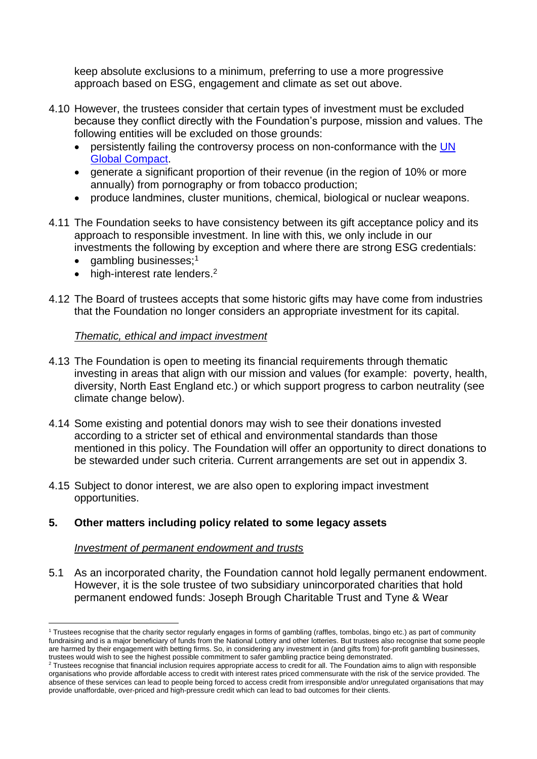keep absolute exclusions to a minimum, preferring to use a more progressive approach based on ESG, engagement and climate as set out above.

4.10 However, the trustees consider that certain types of investment must be excluded because they conflict directly with the Foundation's purpose, mission and values. The following entities will be excluded on those grounds:

- persistently failing the controversy process on non-conformance with the [UN Global Compact](#).
- generate a significant proportion of their revenue (in the region of 10% or more annually) from pornography or from tobacco production;
- produce landmines, cluster munitions, chemical, biological or nuclear weapons.

4.11 The Foundation seeks to have consistency between its gift acceptance policy and its approach to responsible investment. In line with this, we only include in our investments the following by exception and where there are strong ESG credentials:

- gambling businesses;[1]
- high-interest rate lenders.[2]

4.12 The Board of trustees accepts that some historic gifts may have come from industries that the Foundation no longer considers an appropriate investment for its capital.

*Thematic, ethical and impact investment*

4.13 The Foundation is open to meeting its financial requirements through thematic investing in areas that align with our mission and values (for example: poverty, health, diversity, North East England etc.) or which support progress to carbon neutrality (see climate change below).

4.14 Some existing and potential donors may wish to see their donations invested according to a stricter set of ethical and environmental standards than those mentioned in this policy. The Foundation will offer an opportunity to direct donations to be stewarded under such criteria. Current arrangements are set out in appendix 3.

4.15 Subject to donor interest, we are also open to exploring impact investment opportunities.

## 5. Other matters including policy related to some legacy assets

*Investment of permanent endowment and trusts*

5.1 As an incorporated charity, the Foundation cannot hold legally permanent endowment. However, it is the sole trustee of two subsidiary unincorporated charities that hold permanent endowed funds: Joseph Brough Charitable Trust and Tyne & Wear

---

[1] Trustees recognise that the charity sector regularly engages in forms of gambling (raffles, tombolas, bingo etc.) as part of community fundraising and is a major beneficiary of funds from the National Lottery and other lotteries. But trustees also recognise that some people are harmed by their engagement with betting firms. So, in considering any investment in (and gifts from) for-profit gambling businesses, trustees would wish to see the highest possible commitment to safer gambling practice being demonstrated.

[2] Trustees recognise that financial inclusion requires appropriate access to credit for all. The Foundation aims to align with responsible organisations who provide affordable access to credit with interest rates priced commensurate with the risk of the service provided. The absence of these services can lead to people being forced to access credit from irresponsible and/or unregulated organisations that may provide unaffordable, over-priced and high-pressure credit which can lead to bad outcomes for their clients.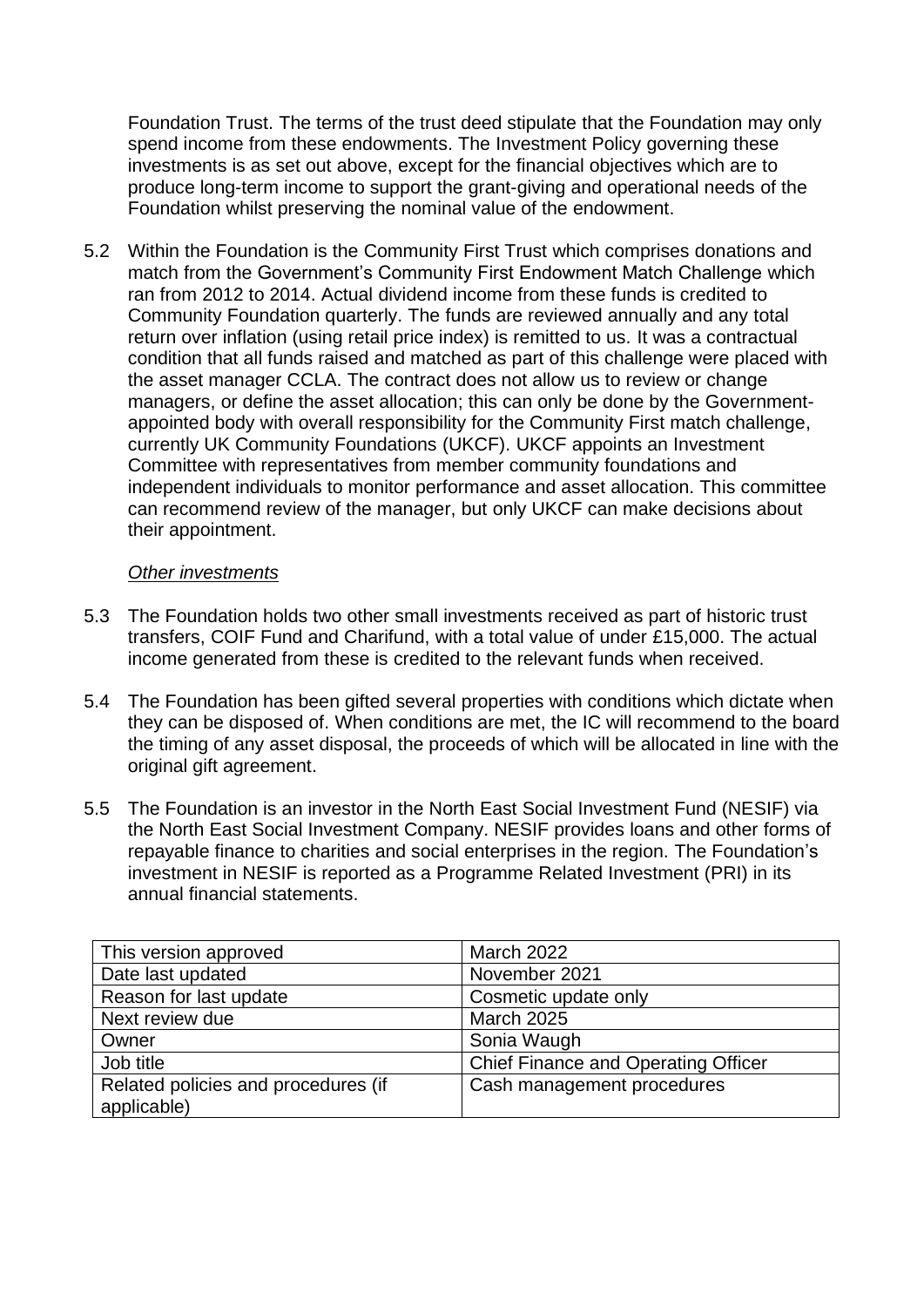Foundation Trust. The terms of the trust deed stipulate that the Foundation may only spend income from these endowments. The Investment Policy governing these investments is as set out above, except for the financial objectives which are to produce long-term income to support the grant-giving and operational needs of the Foundation whilst preserving the nominal value of the endowment.

5.2 Within the Foundation is the Community First Trust which comprises donations and match from the Government's Community First Endowment Match Challenge which ran from 2012 to 2014. Actual dividend income from these funds is credited to Community Foundation quarterly. The funds are reviewed annually and any total return over inflation (using retail price index) is remitted to us. It was a contractual condition that all funds raised and matched as part of this challenge were placed with the asset manager CCLA. The contract does not allow us to review or change managers, or define the asset allocation; this can only be done by the Government-appointed body with overall responsibility for the Community First match challenge, currently UK Community Foundations (UKCF). UKCF appoints an Investment Committee with representatives from member community foundations and independent individuals to monitor performance and asset allocation. This committee can recommend review of the manager, but only UKCF can make decisions about their appointment.

*Other investments*

5.3 The Foundation holds two other small investments received as part of historic trust transfers, COIF Fund and Charifund, with a total value of under £15,000. The actual income generated from these is credited to the relevant funds when received.

5.4 The Foundation has been gifted several properties with conditions which dictate when they can be disposed of. When conditions are met, the IC will recommend to the board the timing of any asset disposal, the proceeds of which will be allocated in line with the original gift agreement.

5.5 The Foundation is an investor in the North East Social Investment Fund (NESIF) via the North East Social Investment Company. NESIF provides loans and other forms of repayable finance to charities and social enterprises in the region. The Foundation's investment in NESIF is reported as a Programme Related Investment (PRI) in its annual financial statements.

| This version approved | March 2022 |
|---|---|
| Date last updated | November 2021 |
| Reason for last update | Cosmetic update only |
| Next review due | March 2025 |
| Owner | Sonia Waugh |
| Job title | Chief Finance and Operating Officer |
| Related policies and procedures (if applicable) | Cash management procedures |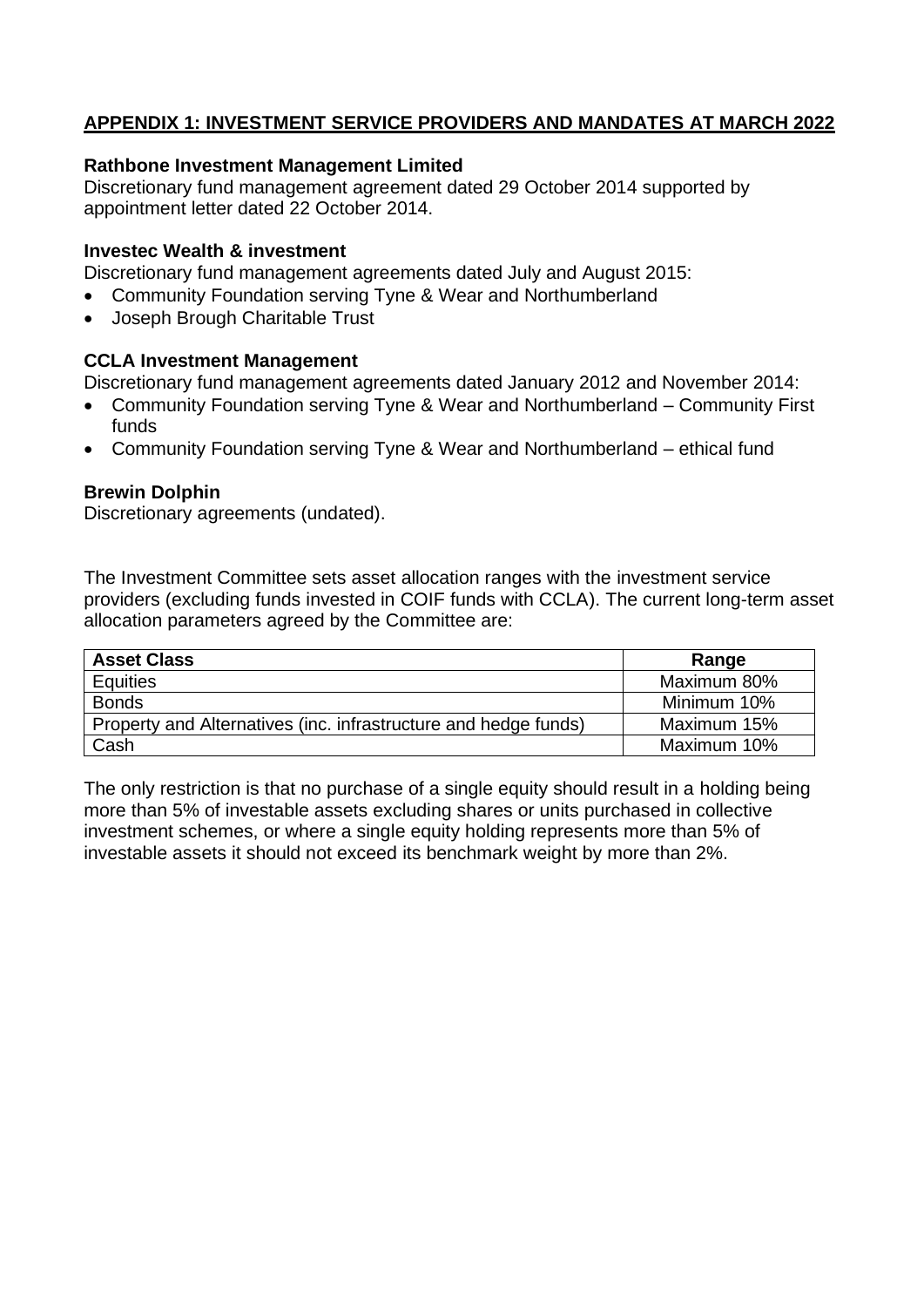## APPENDIX 1: INVESTMENT SERVICE PROVIDERS AND MANDATES AT MARCH 2022

**Rathbone Investment Management Limited**
Discretionary fund management agreement dated 29 October 2014 supported by appointment letter dated 22 October 2014.

**Investec Wealth & investment**
Discretionary fund management agreements dated July and August 2015:

- Community Foundation serving Tyne & Wear and Northumberland
- Joseph Brough Charitable Trust

**CCLA Investment Management**
Discretionary fund management agreements dated January 2012 and November 2014:

- Community Foundation serving Tyne & Wear and Northumberland – Community First funds
- Community Foundation serving Tyne & Wear and Northumberland – ethical fund

**Brewin Dolphin**
Discretionary agreements (undated).

The Investment Committee sets asset allocation ranges with the investment service providers (excluding funds invested in COIF funds with CCLA). The current long-term asset allocation parameters agreed by the Committee are:

| Asset Class | Range |
|---|---|
| Equities | Maximum 80% |
| Bonds | Minimum 10% |
| Property and Alternatives (inc. infrastructure and hedge funds) | Maximum 15% |
| Cash | Maximum 10% |

The only restriction is that no purchase of a single equity should result in a holding being more than 5% of investable assets excluding shares or units purchased in collective investment schemes, or where a single equity holding represents more than 5% of investable assets it should not exceed its benchmark weight by more than 2%.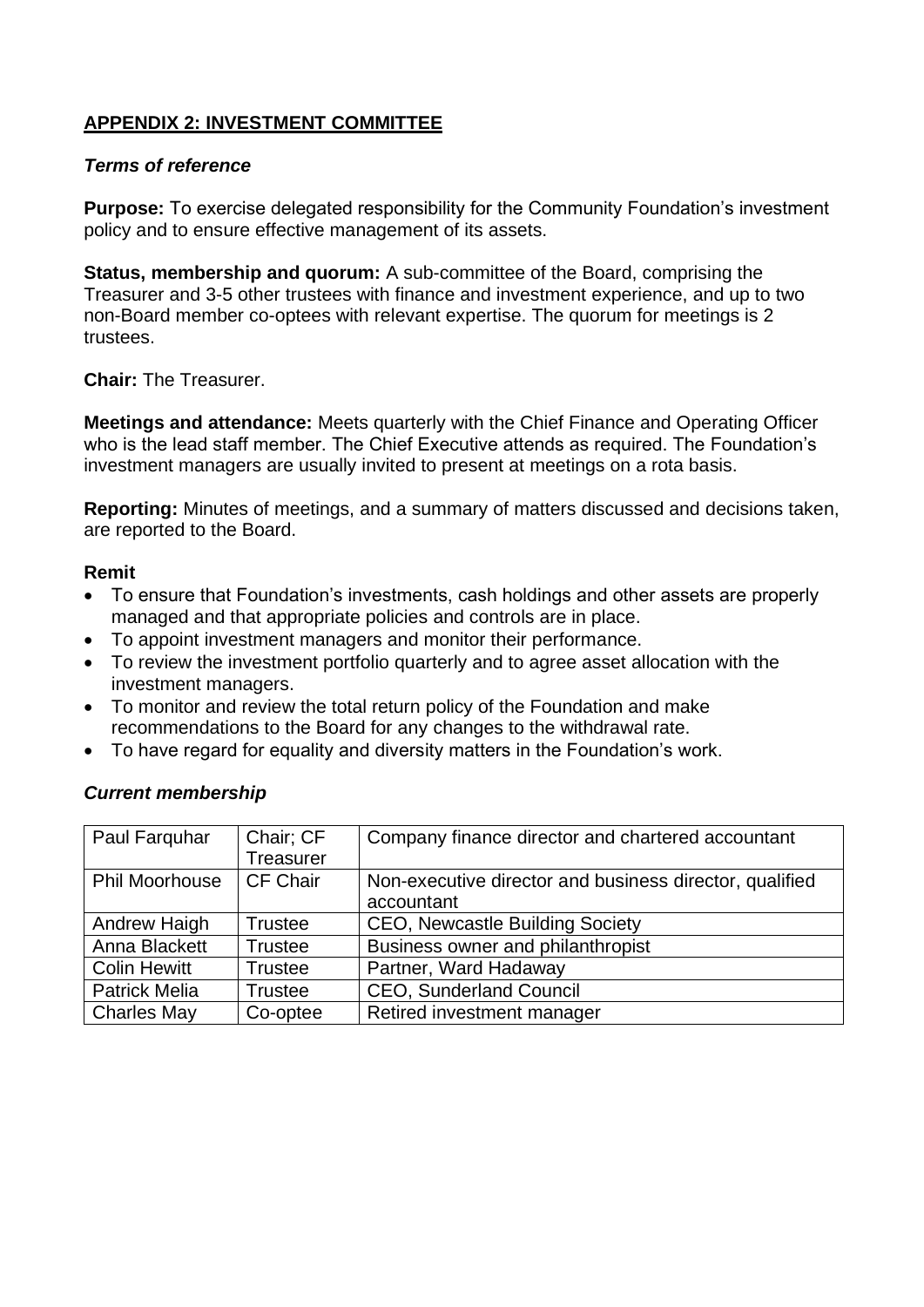## APPENDIX 2: INVESTMENT COMMITTEE

### *Terms of reference*

**Purpose:** To exercise delegated responsibility for the Community Foundation's investment policy and to ensure effective management of its assets.

**Status, membership and quorum:** A sub-committee of the Board, comprising the Treasurer and 3-5 other trustees with finance and investment experience, and up to two non-Board member co-optees with relevant expertise. The quorum for meetings is 2 trustees.

**Chair:** The Treasurer.

**Meetings and attendance:** Meets quarterly with the Chief Finance and Operating Officer who is the lead staff member. The Chief Executive attends as required. The Foundation's investment managers are usually invited to present at meetings on a rota basis.

**Reporting:** Minutes of meetings, and a summary of matters discussed and decisions taken, are reported to the Board.

**Remit**

- To ensure that Foundation's investments, cash holdings and other assets are properly managed and that appropriate policies and controls are in place.
- To appoint investment managers and monitor their performance.
- To review the investment portfolio quarterly and to agree asset allocation with the investment managers.
- To monitor and review the total return policy of the Foundation and make recommendations to the Board for any changes to the withdrawal rate.
- To have regard for equality and diversity matters in the Foundation's work.

### *Current membership*

| | | |
|---|---|---|
| Paul Farquhar | Chair; CF Treasurer | Company finance director and chartered accountant |
| Phil Moorhouse | CF Chair | Non-executive director and business director, qualified accountant |
| Andrew Haigh | Trustee | CEO, Newcastle Building Society |
| Anna Blackett | Trustee | Business owner and philanthropist |
| Colin Hewitt | Trustee | Partner, Ward Hadaway |
| Patrick Melia | Trustee | CEO, Sunderland Council |
| Charles May | Co-optee | Retired investment manager |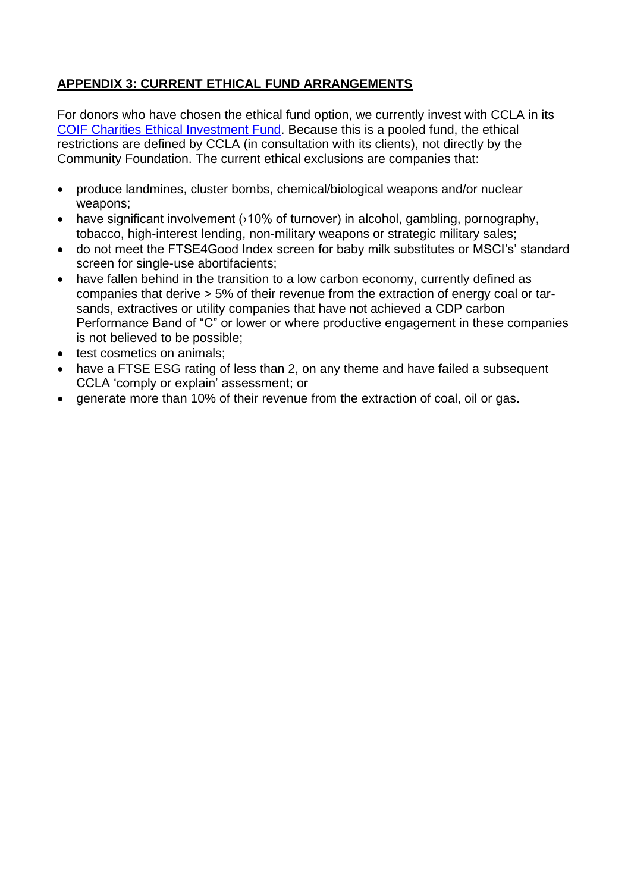## APPENDIX 3: CURRENT ETHICAL FUND ARRANGEMENTS

For donors who have chosen the ethical fund option, we currently invest with CCLA in its [COIF Charities Ethical Investment Fund](). Because this is a pooled fund, the ethical restrictions are defined by CCLA (in consultation with its clients), not directly by the Community Foundation. The current ethical exclusions are companies that:

- produce landmines, cluster bombs, chemical/biological weapons and/or nuclear weapons;
- have significant involvement (›10% of turnover) in alcohol, gambling, pornography, tobacco, high-interest lending, non-military weapons or strategic military sales;
- do not meet the FTSE4Good Index screen for baby milk substitutes or MSCI's' standard screen for single-use abortifacients;
- have fallen behind in the transition to a low carbon economy, currently defined as companies that derive > 5% of their revenue from the extraction of energy coal or tar-sands, extractives or utility companies that have not achieved a CDP carbon Performance Band of "C" or lower or where productive engagement in these companies is not believed to be possible;
- test cosmetics on animals;
- have a FTSE ESG rating of less than 2, on any theme and have failed a subsequent CCLA 'comply or explain' assessment; or
- generate more than 10% of their revenue from the extraction of coal, oil or gas.